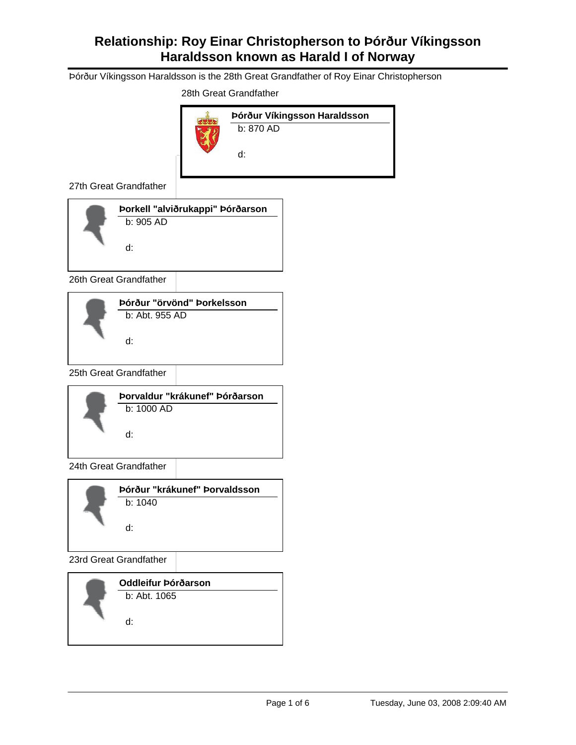# Relationship: Roy Einar Christopherson to Þórður Víkingsson Haraldsson known as Harald I of Norway

Þórður Víkingsson Haraldsson is the 28th Great Grandfather of Roy Einar Christopherson

28th Great Grandfather

**Þórður Víkingsson Haraldsson**
b: 870 AD
d:

27th Great Grandfather

**Þorkell "alviðrukappi" Þórðarson**
b: 905 AD
d:

26th Great Grandfather

**Þórður "örvönd" Þorkelsson**
b: Abt. 955 AD
d:

25th Great Grandfather

**Þorvaldur "krákunef" Þórðarson**
b: 1000 AD
d:

24th Great Grandfather

**Þórður "krákunef" Þorvaldsson**
b: 1040
d:

23rd Great Grandfather

**Oddleifur Þórðarson**
b: Abt. 1065
d: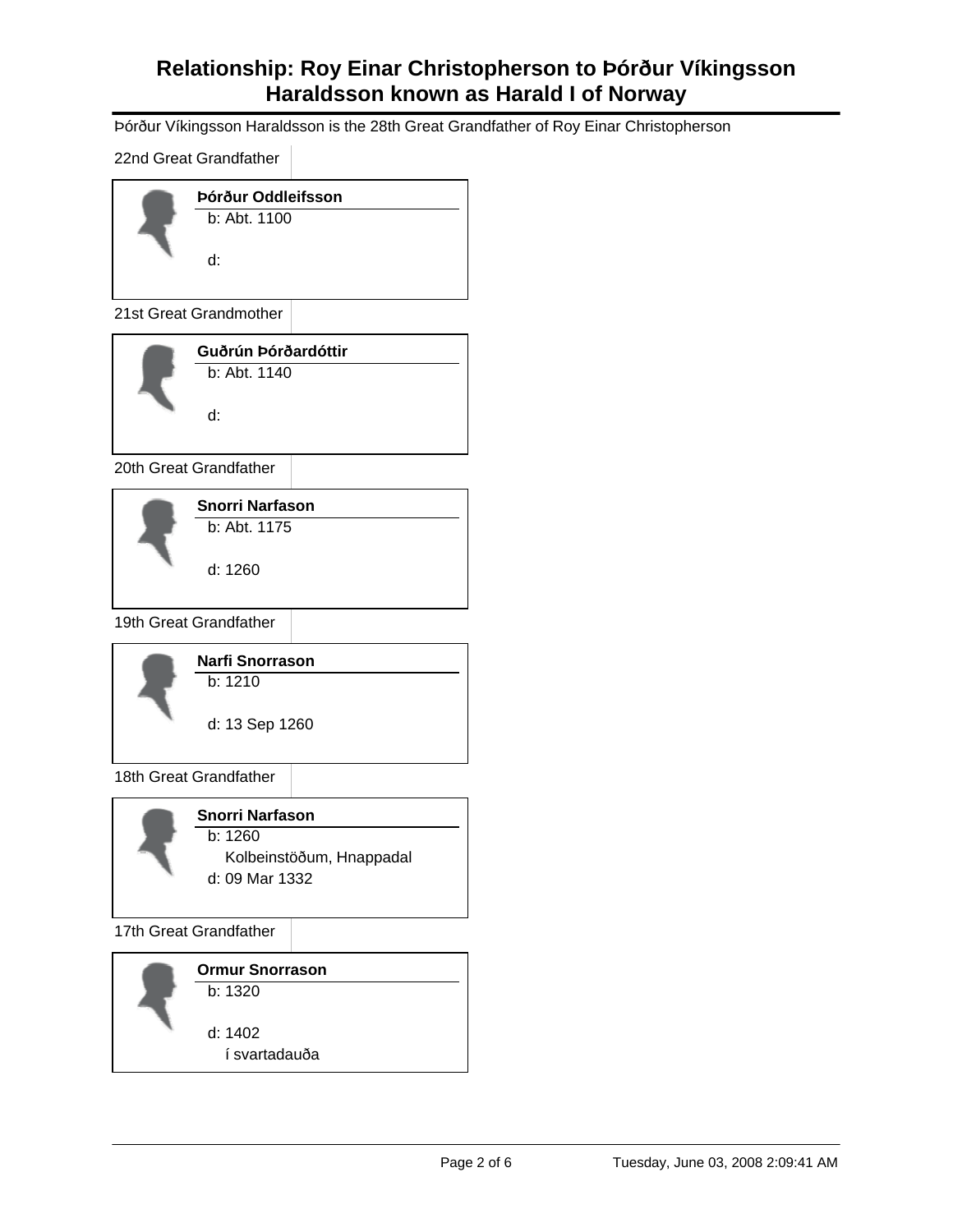# Relationship: Roy Einar Christopherson to Þórður Víkingsson Haraldsson known as Harald I of Norway

Þórður Víkingsson Haraldsson is the 28th Great Grandfather of Roy Einar Christopherson

22nd Great Grandfather

**Þórður Oddleifsson**
b: Abt. 1100
d:

21st Great Grandmother

**Guðrún Þórðardóttir**
b: Abt. 1140
d:

20th Great Grandfather

**Snorri Narfason**
b: Abt. 1175
d: 1260

19th Great Grandfather

**Narfi Snorrason**
b: 1210
d: 13 Sep 1260

18th Great Grandfather

**Snorri Narfason**
b: 1260
Kolbeinstöðum, Hnappadal
d: 09 Mar 1332

17th Great Grandfather

**Ormur Snorrason**
b: 1320
d: 1402
í svartadauða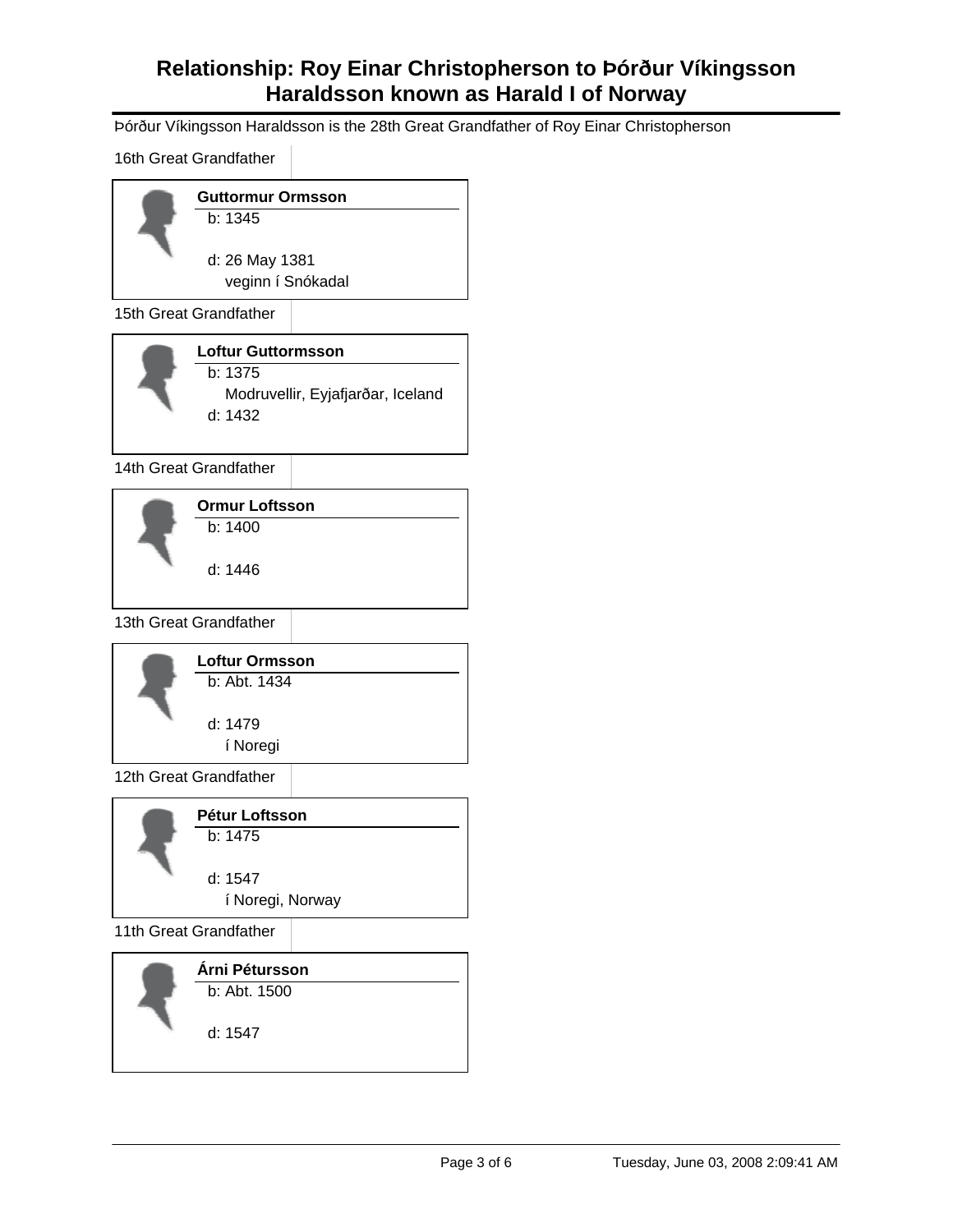# Relationship: Roy Einar Christopherson to Þórður Víkingsson Haraldsson known as Harald I of Norway

Þórður Víkingsson Haraldsson is the 28th Great Grandfather of Roy Einar Christopherson

16th Great Grandfather

**Guttormur Ormsson**
b: 1345

d: 26 May 1381
veginn í Snókadal

15th Great Grandfather

**Loftur Guttormsson**
b: 1375
Modruvellir, Eyjafjarðar, Iceland
d: 1432

14th Great Grandfather

**Ormur Loftsson**
b: 1400

d: 1446

13th Great Grandfather

**Loftur Ormsson**
b: Abt. 1434

d: 1479
í Noregi

12th Great Grandfather

**Pétur Loftsson**
b: 1475

d: 1547
í Noregi, Norway

11th Great Grandfather

**Árni Pétursson**
b: Abt. 1500

d: 1547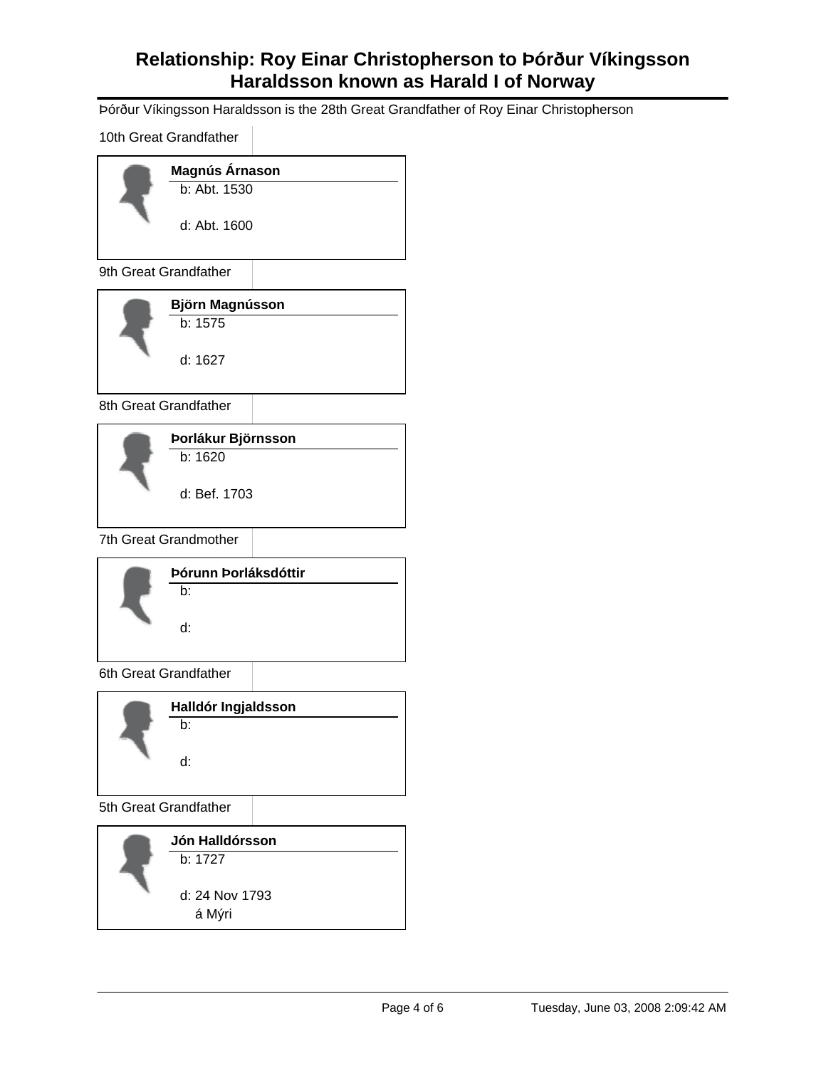# Relationship: Roy Einar Christopherson to Þórður Víkingsson Haraldsson known as Harald I of Norway

Þórður Víkingsson Haraldsson is the 28th Great Grandfather of Roy Einar Christopherson

10th Great Grandfather

**Magnús Árnason**
b: Abt. 1530
d: Abt. 1600

9th Great Grandfather

**Björn Magnússon**
b: 1575
d: 1627

8th Great Grandfather

**Þorlákur Björnsson**
b: 1620
d: Bef. 1703

7th Great Grandmother

**Þórunn Þorláksdóttir**
b:
d:

6th Great Grandfather

**Halldór Ingjaldsson**
b:
d:

5th Great Grandfather

**Jón Halldórsson**
b: 1727
d: 24 Nov 1793
á Mýri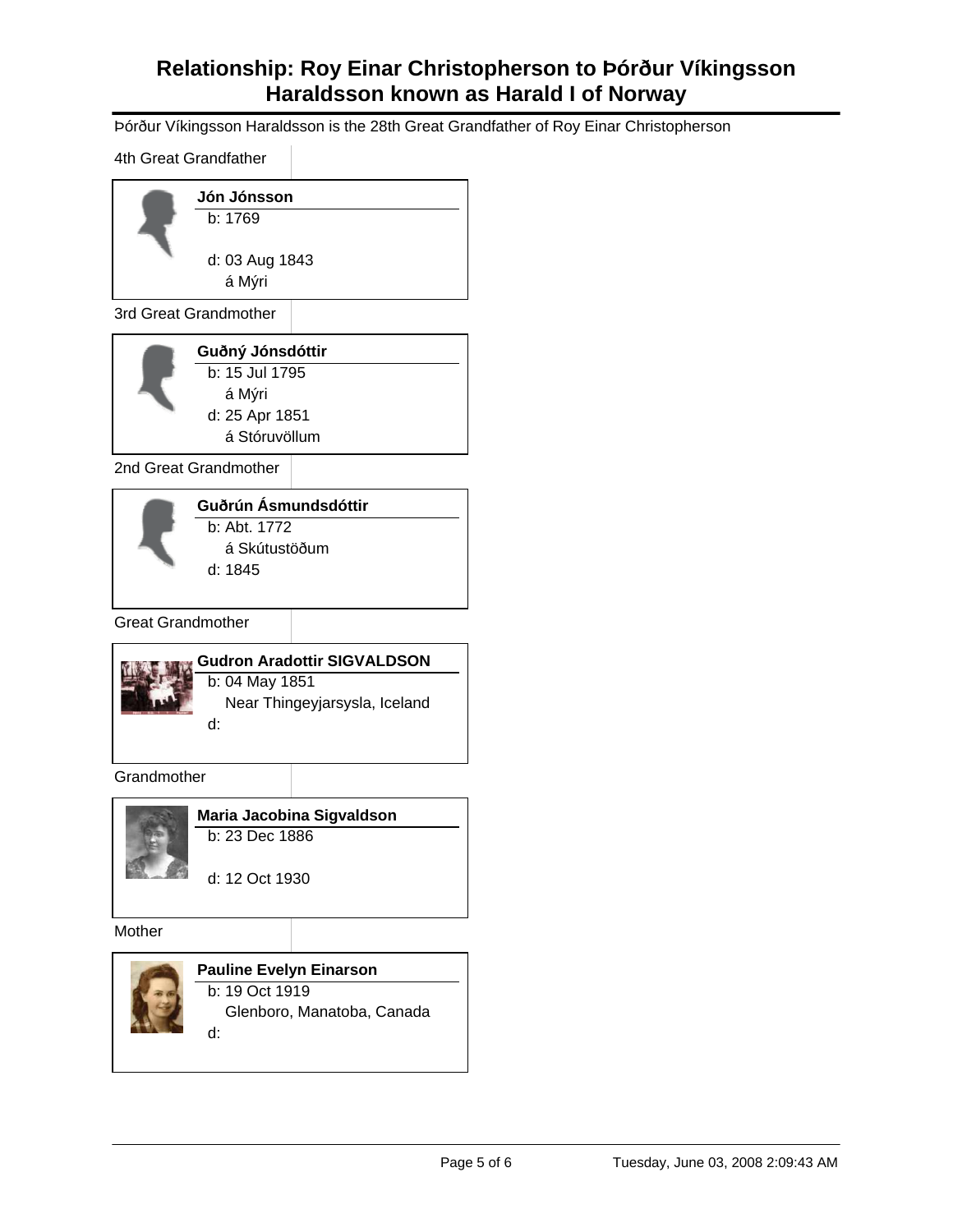# Relationship: Roy Einar Christopherson to Þórður Víkingsson Haraldsson known as Harald I of Norway

Þórður Víkingsson Haraldsson is the 28th Great Grandfather of Roy Einar Christopherson

4th Great Grandfather

**Jón Jónsson**
b: 1769

d: 03 Aug 1843
á Mýri

3rd Great Grandmother

**Guðný Jónsdóttir**
b: 15 Jul 1795
á Mýri
d: 25 Apr 1851
á Stóruvöllum

2nd Great Grandmother

**Guðrún Ásmundsdóttir**
b: Abt. 1772
á Skútustöðum
d: 1845

Great Grandmother

**Gudron Aradottir SIGVALDSON**
b: 04 May 1851
Near Thingeyjarsysla, Iceland
d:

Grandmother

**Maria Jacobina Sigvaldson**
b: 23 Dec 1886

d: 12 Oct 1930

Mother

**Pauline Evelyn Einarson**
b: 19 Oct 1919
Glenboro, Manatoba, Canada
d: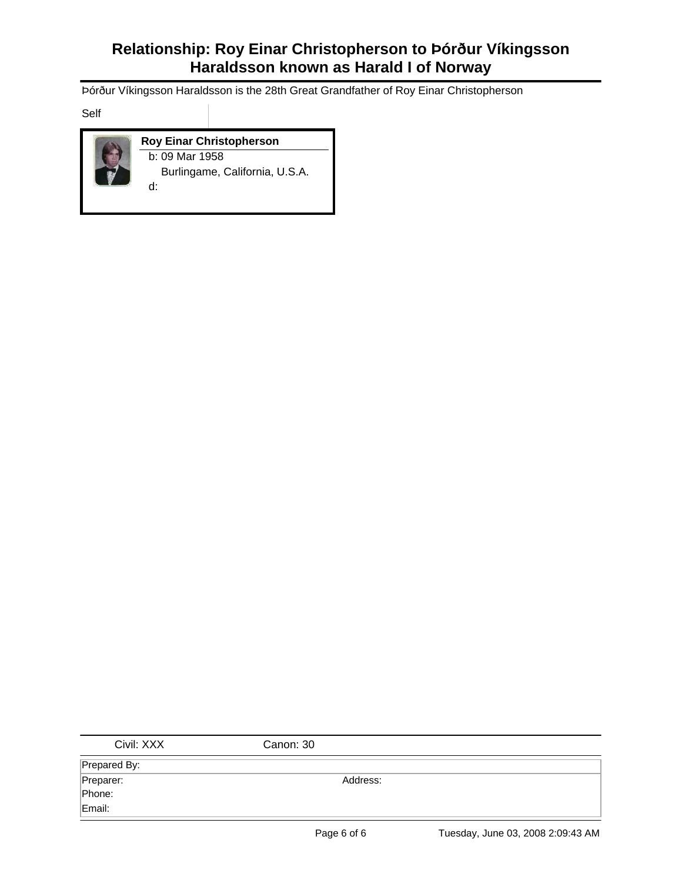# Relationship: Roy Einar Christopherson to Þórður Víkingsson Haraldsson known as Harald I of Norway

Þórður Víkingsson Haraldsson is the 28th Great Grandfather of Roy Einar Christopherson

Self

**Roy Einar Christopherson**

b: 09 Mar 1958

Burlingame, California, U.S.A.

d:

Civil: XXX Canon: 30

Prepared By:

Preparer: Address:

Phone:

Email:

Tuesday, June 03, 2008 2:09:43 AM